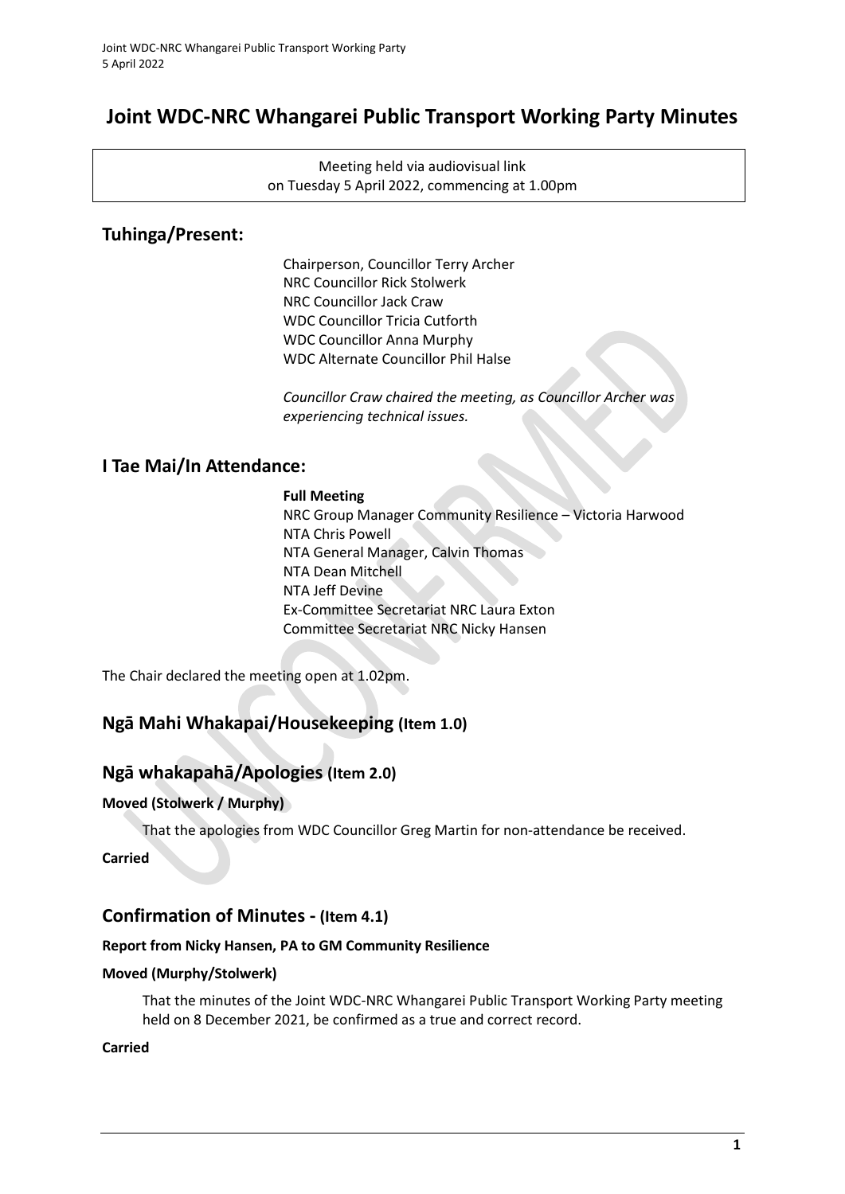# Joint WDC-NRC Whangarei Public Transport Working Party Minutes

Meeting held via audiovisual link
on Tuesday 5 April 2022, commencing at 1.00pm

## Tuhinga/Present:

Chairperson, Councillor Terry Archer
NRC Councillor Rick Stolwerk
NRC Councillor Jack Craw
WDC Councillor Tricia Cutforth
WDC Councillor Anna Murphy
WDC Alternate Councillor Phil Halse

*Councillor Craw chaired the meeting, as Councillor Archer was experiencing technical issues.*

## I Tae Mai/In Attendance:

**Full Meeting**
NRC Group Manager Community Resilience – Victoria Harwood
NTA Chris Powell
NTA General Manager, Calvin Thomas
NTA Dean Mitchell
NTA Jeff Devine
Ex-Committee Secretariat NRC Laura Exton
Committee Secretariat NRC Nicky Hansen

The Chair declared the meeting open at 1.02pm.

## Ngā Mahi Whakapai/Housekeeping (Item 1.0)

## Ngā whakapahā/Apologies (Item 2.0)

**Moved (Stolwerk / Murphy)**

That the apologies from WDC Councillor Greg Martin for non-attendance be received.

**Carried**

## Confirmation of Minutes - (Item 4.1)

**Report from Nicky Hansen, PA to GM Community Resilience**

**Moved (Murphy/Stolwerk)**

That the minutes of the Joint WDC-NRC Whangarei Public Transport Working Party meeting held on 8 December 2021, be confirmed as a true and correct record.

**Carried**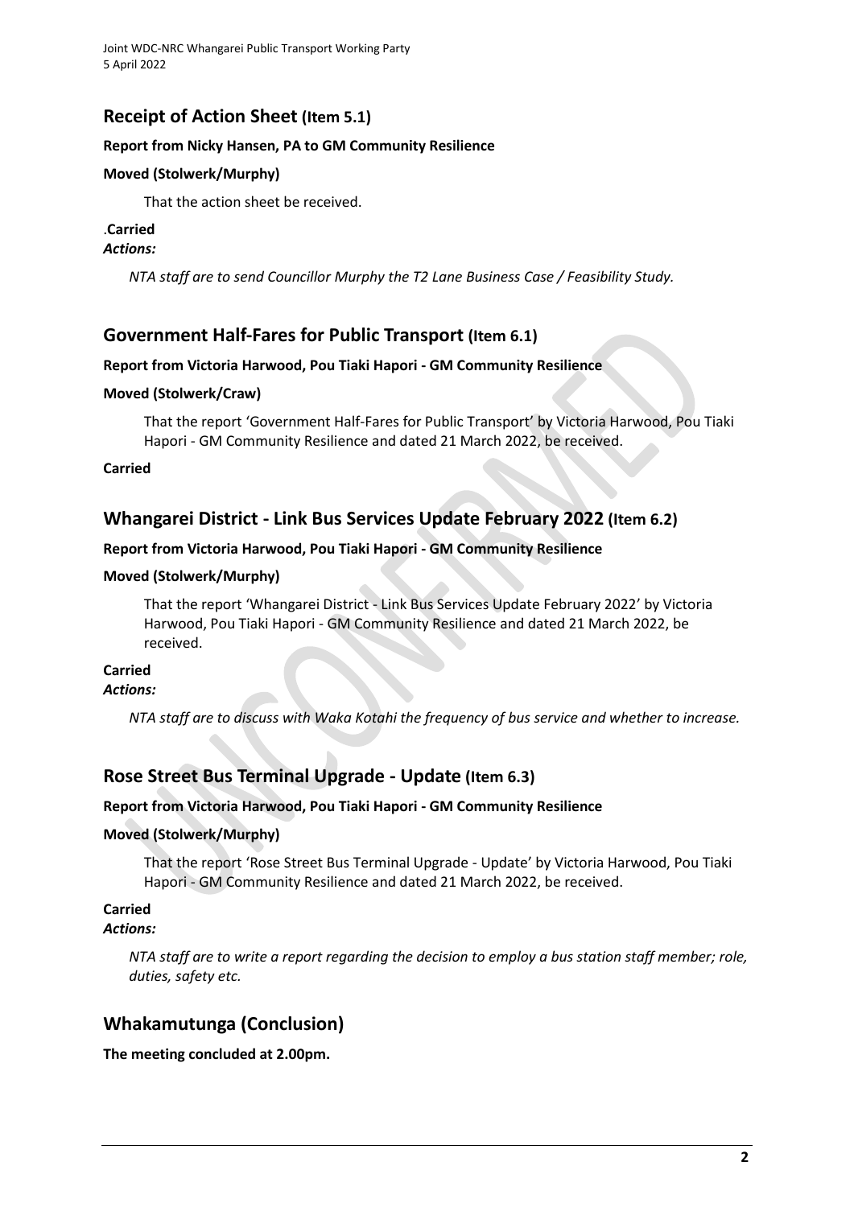## Receipt of Action Sheet (Item 5.1)

**Report from Nicky Hansen, PA to GM Community Resilience**

**Moved (Stolwerk/Murphy)**

That the action sheet be received.

.**Carried**

***Actions:***

*NTA staff are to send Councillor Murphy the T2 Lane Business Case / Feasibility Study.*

## Government Half-Fares for Public Transport (Item 6.1)

**Report from Victoria Harwood, Pou Tiaki Hapori - GM Community Resilience**

**Moved (Stolwerk/Craw)**

That the report 'Government Half-Fares for Public Transport' by Victoria Harwood, Pou Tiaki Hapori - GM Community Resilience and dated 21 March 2022, be received.

**Carried**

## Whangarei District - Link Bus Services Update February 2022 (Item 6.2)

**Report from Victoria Harwood, Pou Tiaki Hapori - GM Community Resilience**

**Moved (Stolwerk/Murphy)**

That the report 'Whangarei District - Link Bus Services Update February 2022' by Victoria Harwood, Pou Tiaki Hapori - GM Community Resilience and dated 21 March 2022, be received.

**Carried**

***Actions:***

*NTA staff are to discuss with Waka Kotahi the frequency of bus service and whether to increase.*

## Rose Street Bus Terminal Upgrade - Update (Item 6.3)

**Report from Victoria Harwood, Pou Tiaki Hapori - GM Community Resilience**

**Moved (Stolwerk/Murphy)**

That the report 'Rose Street Bus Terminal Upgrade - Update' by Victoria Harwood, Pou Tiaki Hapori - GM Community Resilience and dated 21 March 2022, be received.

**Carried**

***Actions:***

*NTA staff are to write a report regarding the decision to employ a bus station staff member; role, duties, safety etc.*

## Whakamutunga (Conclusion)

**The meeting concluded at 2.00pm.**